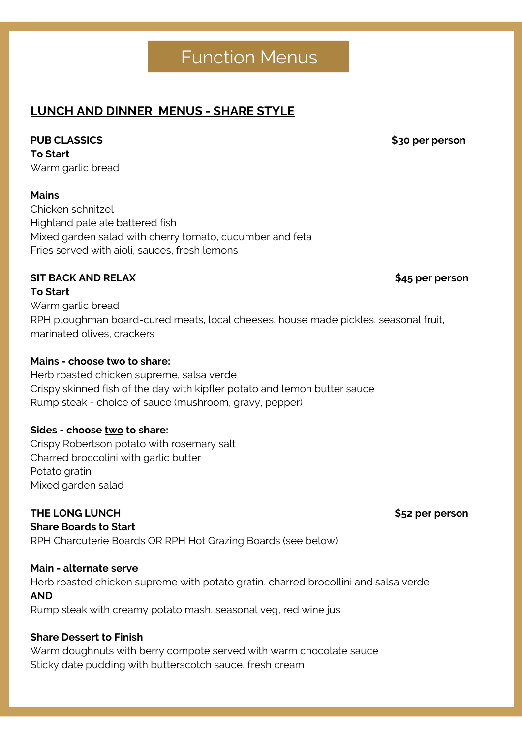# Function Menus

## LUNCH AND DINNER MENUS - SHARE STYLE

**PUB CLASSICS** **$30 per person**

**To Start**

Warm garlic bread

**Mains**

Chicken schnitzel

Highland pale ale battered fish

Mixed garden salad with cherry tomato, cucumber and feta

Fries served with aioli, sauces, fresh lemons

**SIT BACK AND RELAX** **$45 per person**

**To Start**

Warm garlic bread

RPH ploughman board-cured meats, local cheeses, house made pickles, seasonal fruit, marinated olives, crackers

**Mains - choose two to share:**

Herb roasted chicken supreme, salsa verde

Crispy skinned fish of the day with kipfler potato and lemon butter sauce

Rump steak - choice of sauce (mushroom, gravy, pepper)

**Sides - choose two to share:**

Crispy Robertson potato with rosemary salt

Charred broccolini with garlic butter

Potato gratin

Mixed garden salad

**THE LONG LUNCH** **$52 per person**

**Share Boards to Start**

RPH Charcuterie Boards OR RPH Hot Grazing Boards (see below)

**Main - alternate serve**

Herb roasted chicken supreme with potato gratin, charred brocollini and salsa verde

**AND**

Rump steak with creamy potato mash, seasonal veg, red wine jus

**Share Dessert to Finish**

Warm doughnuts with berry compote served with warm chocolate sauce

Sticky date pudding with butterscotch sauce, fresh cream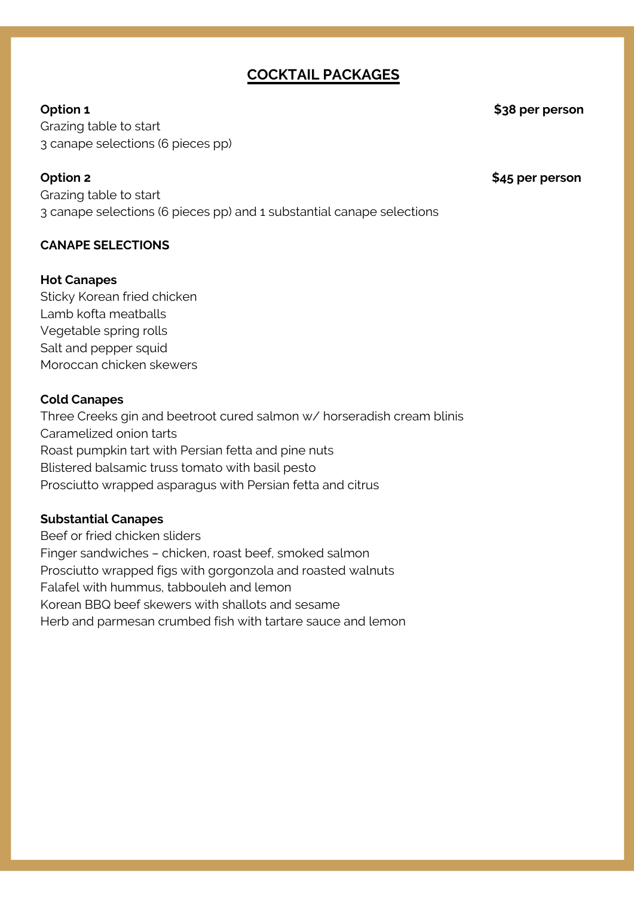# COCKTAIL PACKAGES

**Option 1** **$38 per person**

Grazing table to start
3 canape selections (6 pieces pp)

**Option 2** **$45 per person**

Grazing table to start
3 canape selections (6 pieces pp) and 1 substantial canape selections

## CANAPE SELECTIONS

### Hot Canapes

Sticky Korean fried chicken
Lamb kofta meatballs
Vegetable spring rolls
Salt and pepper squid
Moroccan chicken skewers

### Cold Canapes

Three Creeks gin and beetroot cured salmon w/ horseradish cream blinis
Caramelized onion tarts
Roast pumpkin tart with Persian fetta and pine nuts
Blistered balsamic truss tomato with basil pesto
Prosciutto wrapped asparagus with Persian fetta and citrus

### Substantial Canapes

Beef or fried chicken sliders
Finger sandwiches – chicken, roast beef, smoked salmon
Prosciutto wrapped figs with gorgonzola and roasted walnuts
Falafel with hummus, tabbouleh and lemon
Korean BBQ beef skewers with shallots and sesame
Herb and parmesan crumbed fish with tartare sauce and lemon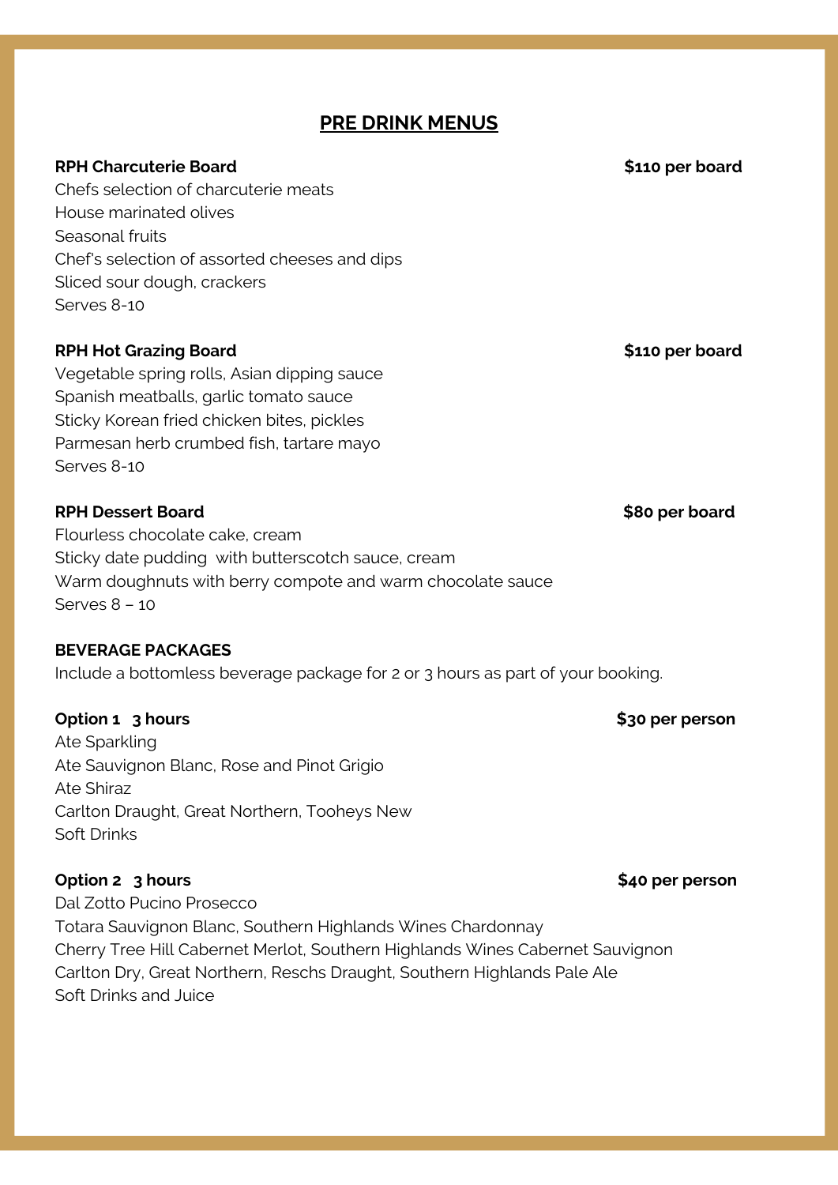## PRE DRINK MENUS

**RPH Charcuterie Board** **$110 per board**

Chefs selection of charcuterie meats
House marinated olives
Seasonal fruits
Chef's selection of assorted cheeses and dips
Sliced sour dough, crackers
Serves 8-10

**RPH Hot Grazing Board** **$110 per board**

Vegetable spring rolls, Asian dipping sauce
Spanish meatballs, garlic tomato sauce
Sticky Korean fried chicken bites, pickles
Parmesan herb crumbed fish, tartare mayo
Serves 8-10

**RPH Dessert Board** **$80 per board**

Flourless chocolate cake, cream
Sticky date pudding with butterscotch sauce, cream
Warm doughnuts with berry compote and warm chocolate sauce
Serves 8 – 10

**BEVERAGE PACKAGES**

Include a bottomless beverage package for 2 or 3 hours as part of your booking.

**Option 1 3 hours** **$30 per person**

Ate Sparkling
Ate Sauvignon Blanc, Rose and Pinot Grigio
Ate Shiraz
Carlton Draught, Great Northern, Tooheys New
Soft Drinks

**Option 2 3 hours** **$40 per person**

Dal Zotto Pucino Prosecco
Totara Sauvignon Blanc, Southern Highlands Wines Chardonnay
Cherry Tree Hill Cabernet Merlot, Southern Highlands Wines Cabernet Sauvignon
Carlton Dry, Great Northern, Reschs Draught, Southern Highlands Pale Ale
Soft Drinks and Juice